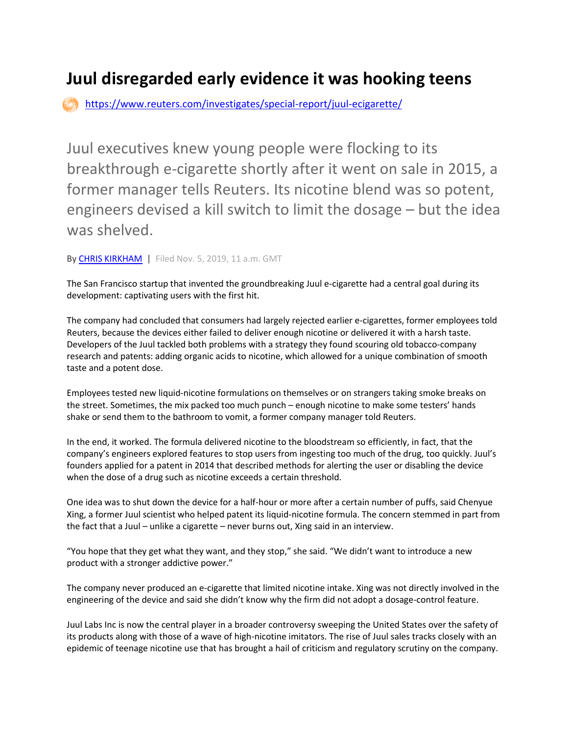# Juul disregarded early evidence it was hooking teens

[https://www.reuters.com/investigates/special-report/juul-ecigarette/](https://www.reuters.com/investigates/special-report/juul-ecigarette/)

Juul executives knew young people were flocking to its breakthrough e-cigarette shortly after it went on sale in 2015, a former manager tells Reuters. Its nicotine blend was so potent, engineers devised a kill switch to limit the dosage – but the idea was shelved.

By CHRIS KIRKHAM | Filed Nov. 5, 2019, 11 a.m. GMT

The San Francisco startup that invented the groundbreaking Juul e-cigarette had a central goal during its development: captivating users with the first hit.

The company had concluded that consumers had largely rejected earlier e-cigarettes, former employees told Reuters, because the devices either failed to deliver enough nicotine or delivered it with a harsh taste. Developers of the Juul tackled both problems with a strategy they found scouring old tobacco-company research and patents: adding organic acids to nicotine, which allowed for a unique combination of smooth taste and a potent dose.

Employees tested new liquid-nicotine formulations on themselves or on strangers taking smoke breaks on the street. Sometimes, the mix packed too much punch – enough nicotine to make some testers' hands shake or send them to the bathroom to vomit, a former company manager told Reuters.

In the end, it worked. The formula delivered nicotine to the bloodstream so efficiently, in fact, that the company's engineers explored features to stop users from ingesting too much of the drug, too quickly. Juul's founders applied for a patent in 2014 that described methods for alerting the user or disabling the device when the dose of a drug such as nicotine exceeds a certain threshold.

One idea was to shut down the device for a half-hour or more after a certain number of puffs, said Chenyue Xing, a former Juul scientist who helped patent its liquid-nicotine formula. The concern stemmed in part from the fact that a Juul – unlike a cigarette – never burns out, Xing said in an interview.

"You hope that they get what they want, and they stop," she said. "We didn't want to introduce a new product with a stronger addictive power."

The company never produced an e-cigarette that limited nicotine intake. Xing was not directly involved in the engineering of the device and said she didn't know why the firm did not adopt a dosage-control feature.

Juul Labs Inc is now the central player in a broader controversy sweeping the United States over the safety of its products along with those of a wave of high-nicotine imitators. The rise of Juul sales tracks closely with an epidemic of teenage nicotine use that has brought a hail of criticism and regulatory scrutiny on the company.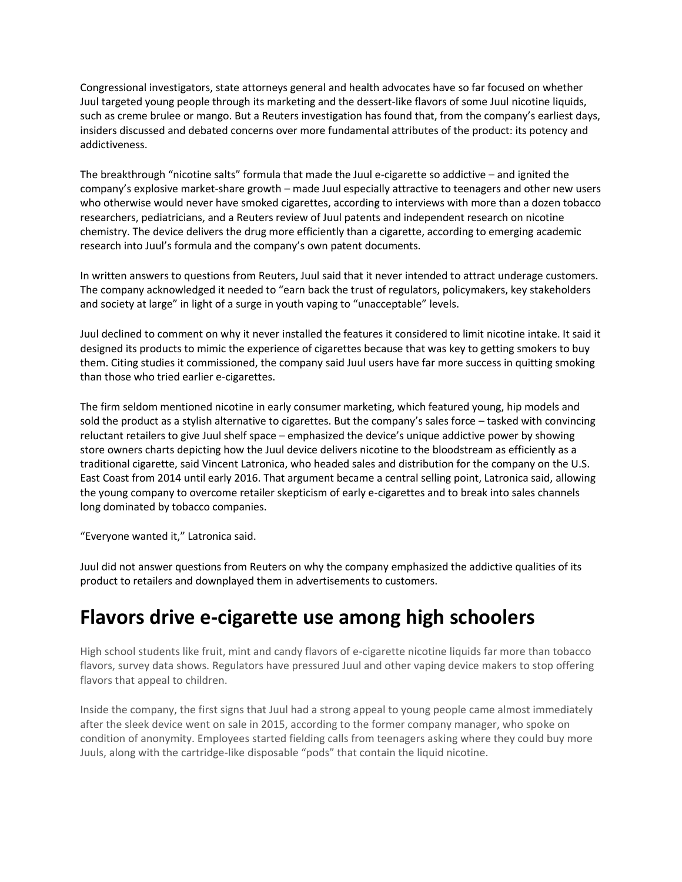Congressional investigators, state attorneys general and health advocates have so far focused on whether Juul targeted young people through its marketing and the dessert-like flavors of some Juul nicotine liquids, such as creme brulee or mango. But a Reuters investigation has found that, from the company's earliest days, insiders discussed and debated concerns over more fundamental attributes of the product: its potency and addictiveness.

The breakthrough "nicotine salts" formula that made the Juul e-cigarette so addictive – and ignited the company's explosive market-share growth – made Juul especially attractive to teenagers and other new users who otherwise would never have smoked cigarettes, according to interviews with more than a dozen tobacco researchers, pediatricians, and a Reuters review of Juul patents and independent research on nicotine chemistry. The device delivers the drug more efficiently than a cigarette, according to emerging academic research into Juul's formula and the company's own patent documents.

In written answers to questions from Reuters, Juul said that it never intended to attract underage customers. The company acknowledged it needed to "earn back the trust of regulators, policymakers, key stakeholders and society at large" in light of a surge in youth vaping to "unacceptable" levels.

Juul declined to comment on why it never installed the features it considered to limit nicotine intake. It said it designed its products to mimic the experience of cigarettes because that was key to getting smokers to buy them. Citing studies it commissioned, the company said Juul users have far more success in quitting smoking than those who tried earlier e-cigarettes.

The firm seldom mentioned nicotine in early consumer marketing, which featured young, hip models and sold the product as a stylish alternative to cigarettes. But the company's sales force – tasked with convincing reluctant retailers to give Juul shelf space – emphasized the device's unique addictive power by showing store owners charts depicting how the Juul device delivers nicotine to the bloodstream as efficiently as a traditional cigarette, said Vincent Latronica, who headed sales and distribution for the company on the U.S. East Coast from 2014 until early 2016. That argument became a central selling point, Latronica said, allowing the young company to overcome retailer skepticism of early e-cigarettes and to break into sales channels long dominated by tobacco companies.

"Everyone wanted it," Latronica said.

Juul did not answer questions from Reuters on why the company emphasized the addictive qualities of its product to retailers and downplayed them in advertisements to customers.

# Flavors drive e-cigarette use among high schoolers

High school students like fruit, mint and candy flavors of e-cigarette nicotine liquids far more than tobacco flavors, survey data shows. Regulators have pressured Juul and other vaping device makers to stop offering flavors that appeal to children.

Inside the company, the first signs that Juul had a strong appeal to young people came almost immediately after the sleek device went on sale in 2015, according to the former company manager, who spoke on condition of anonymity. Employees started fielding calls from teenagers asking where they could buy more Juuls, along with the cartridge-like disposable "pods" that contain the liquid nicotine.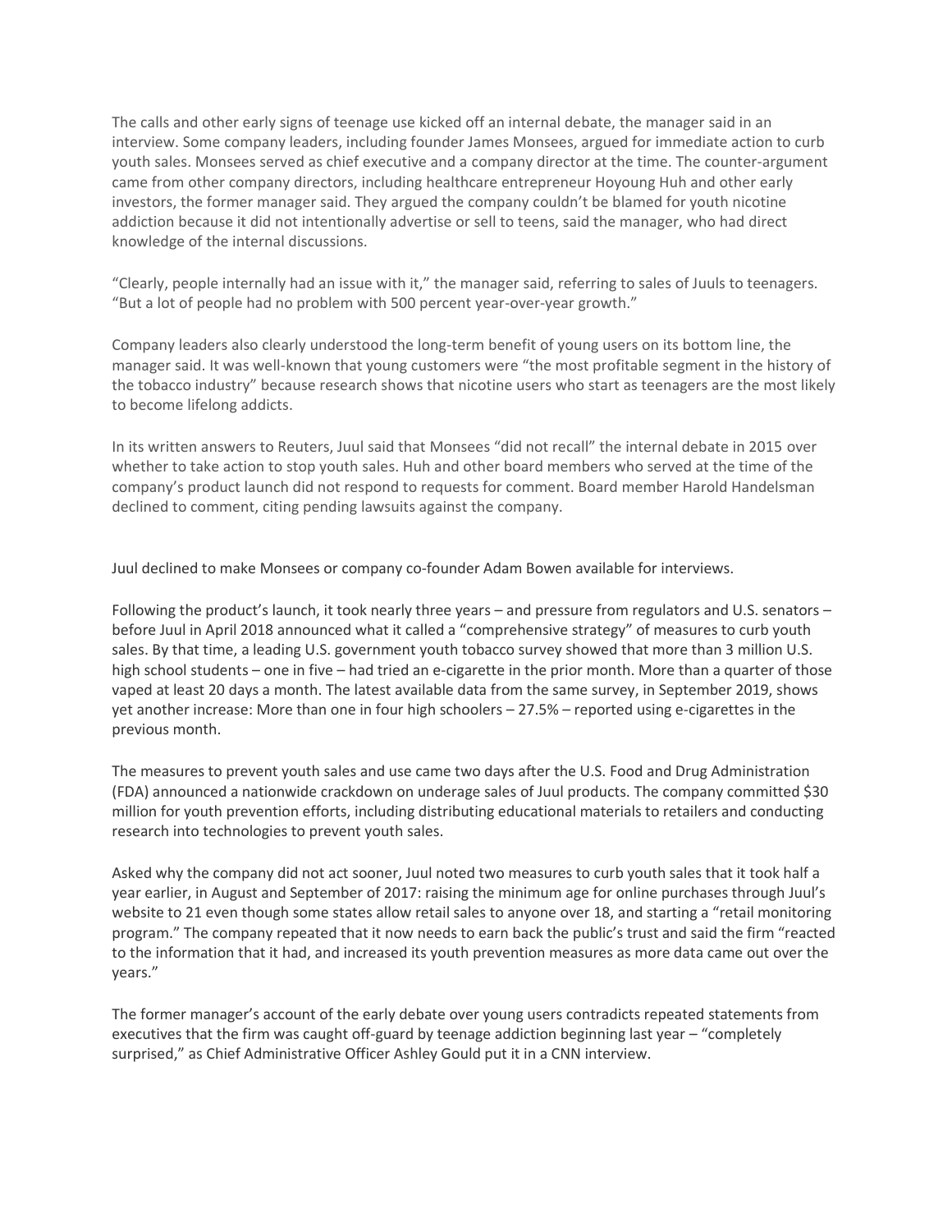The calls and other early signs of teenage use kicked off an internal debate, the manager said in an interview. Some company leaders, including founder James Monsees, argued for immediate action to curb youth sales. Monsees served as chief executive and a company director at the time. The counter-argument came from other company directors, including healthcare entrepreneur Hoyoung Huh and other early investors, the former manager said. They argued the company couldn't be blamed for youth nicotine addiction because it did not intentionally advertise or sell to teens, said the manager, who had direct knowledge of the internal discussions.

"Clearly, people internally had an issue with it," the manager said, referring to sales of Juuls to teenagers. "But a lot of people had no problem with 500 percent year-over-year growth."

Company leaders also clearly understood the long-term benefit of young users on its bottom line, the manager said. It was well-known that young customers were "the most profitable segment in the history of the tobacco industry" because research shows that nicotine users who start as teenagers are the most likely to become lifelong addicts.

In its written answers to Reuters, Juul said that Monsees "did not recall" the internal debate in 2015 over whether to take action to stop youth sales. Huh and other board members who served at the time of the company's product launch did not respond to requests for comment. Board member Harold Handelsman declined to comment, citing pending lawsuits against the company.

Juul declined to make Monsees or company co-founder Adam Bowen available for interviews.

Following the product's launch, it took nearly three years – and pressure from regulators and U.S. senators – before Juul in April 2018 announced what it called a "comprehensive strategy" of measures to curb youth sales. By that time, a leading U.S. government youth tobacco survey showed that more than 3 million U.S. high school students – one in five – had tried an e-cigarette in the prior month. More than a quarter of those vaped at least 20 days a month. The latest available data from the same survey, in September 2019, shows yet another increase: More than one in four high schoolers – 27.5% – reported using e-cigarettes in the previous month.

The measures to prevent youth sales and use came two days after the U.S. Food and Drug Administration (FDA) announced a nationwide crackdown on underage sales of Juul products. The company committed $30 million for youth prevention efforts, including distributing educational materials to retailers and conducting research into technologies to prevent youth sales.

Asked why the company did not act sooner, Juul noted two measures to curb youth sales that it took half a year earlier, in August and September of 2017: raising the minimum age for online purchases through Juul's website to 21 even though some states allow retail sales to anyone over 18, and starting a "retail monitoring program." The company repeated that it now needs to earn back the public's trust and said the firm "reacted to the information that it had, and increased its youth prevention measures as more data came out over the years."

The former manager's account of the early debate over young users contradicts repeated statements from executives that the firm was caught off-guard by teenage addiction beginning last year – "completely surprised," as Chief Administrative Officer Ashley Gould put it in a CNN interview.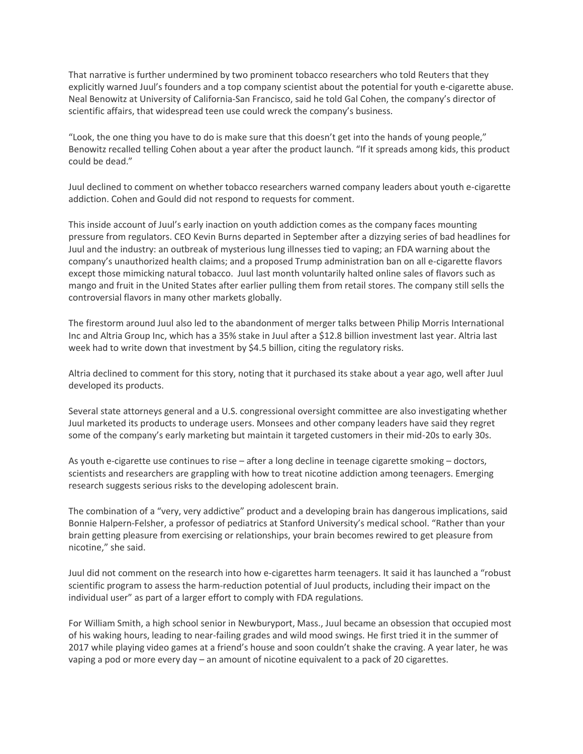That narrative is further undermined by two prominent tobacco researchers who told Reuters that they explicitly warned Juul's founders and a top company scientist about the potential for youth e-cigarette abuse. Neal Benowitz at University of California-San Francisco, said he told Gal Cohen, the company's director of scientific affairs, that widespread teen use could wreck the company's business.

"Look, the one thing you have to do is make sure that this doesn't get into the hands of young people," Benowitz recalled telling Cohen about a year after the product launch. "If it spreads among kids, this product could be dead."

Juul declined to comment on whether tobacco researchers warned company leaders about youth e-cigarette addiction. Cohen and Gould did not respond to requests for comment.

This inside account of Juul's early inaction on youth addiction comes as the company faces mounting pressure from regulators. CEO Kevin Burns departed in September after a dizzying series of bad headlines for Juul and the industry: an outbreak of mysterious lung illnesses tied to vaping; an FDA warning about the company's unauthorized health claims; and a proposed Trump administration ban on all e-cigarette flavors except those mimicking natural tobacco. Juul last month voluntarily halted online sales of flavors such as mango and fruit in the United States after earlier pulling them from retail stores. The company still sells the controversial flavors in many other markets globally.

The firestorm around Juul also led to the abandonment of merger talks between Philip Morris International Inc and Altria Group Inc, which has a 35% stake in Juul after a $12.8 billion investment last year. Altria last week had to write down that investment by $4.5 billion, citing the regulatory risks.

Altria declined to comment for this story, noting that it purchased its stake about a year ago, well after Juul developed its products.

Several state attorneys general and a U.S. congressional oversight committee are also investigating whether Juul marketed its products to underage users. Monsees and other company leaders have said they regret some of the company's early marketing but maintain it targeted customers in their mid-20s to early 30s.

As youth e-cigarette use continues to rise – after a long decline in teenage cigarette smoking – doctors, scientists and researchers are grappling with how to treat nicotine addiction among teenagers. Emerging research suggests serious risks to the developing adolescent brain.

The combination of a "very, very addictive" product and a developing brain has dangerous implications, said Bonnie Halpern-Felsher, a professor of pediatrics at Stanford University's medical school. "Rather than your brain getting pleasure from exercising or relationships, your brain becomes rewired to get pleasure from nicotine," she said.

Juul did not comment on the research into how e-cigarettes harm teenagers. It said it has launched a "robust scientific program to assess the harm-reduction potential of Juul products, including their impact on the individual user" as part of a larger effort to comply with FDA regulations.

For William Smith, a high school senior in Newburyport, Mass., Juul became an obsession that occupied most of his waking hours, leading to near-failing grades and wild mood swings. He first tried it in the summer of 2017 while playing video games at a friend's house and soon couldn't shake the craving. A year later, he was vaping a pod or more every day – an amount of nicotine equivalent to a pack of 20 cigarettes.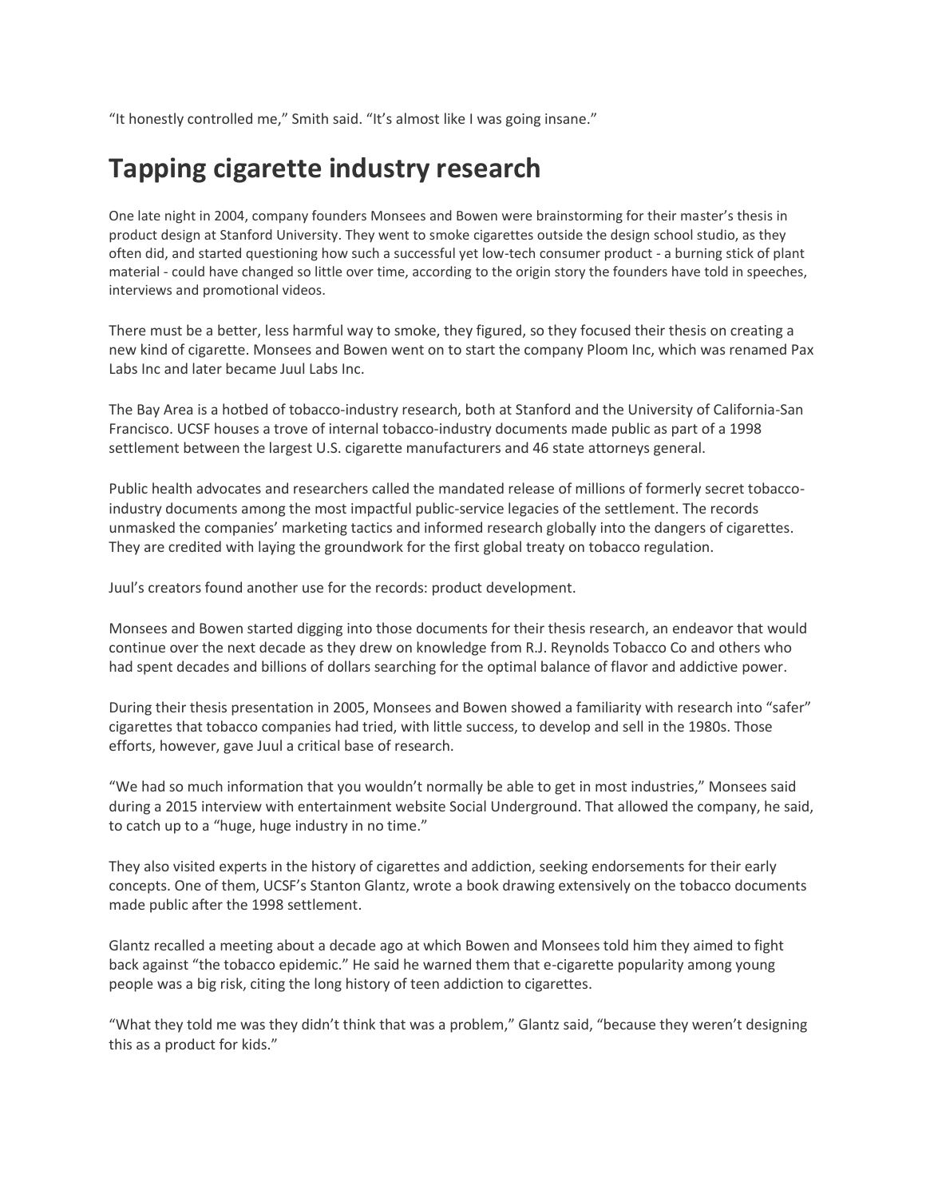"It honestly controlled me," Smith said. "It's almost like I was going insane."

## Tapping cigarette industry research

One late night in 2004, company founders Monsees and Bowen were brainstorming for their master's thesis in product design at Stanford University. They went to smoke cigarettes outside the design school studio, as they often did, and started questioning how such a successful yet low-tech consumer product - a burning stick of plant material - could have changed so little over time, according to the origin story the founders have told in speeches, interviews and promotional videos.

There must be a better, less harmful way to smoke, they figured, so they focused their thesis on creating a new kind of cigarette. Monsees and Bowen went on to start the company Ploom Inc, which was renamed Pax Labs Inc and later became Juul Labs Inc.

The Bay Area is a hotbed of tobacco-industry research, both at Stanford and the University of California-San Francisco. UCSF houses a trove of internal tobacco-industry documents made public as part of a 1998 settlement between the largest U.S. cigarette manufacturers and 46 state attorneys general.

Public health advocates and researchers called the mandated release of millions of formerly secret tobacco-industry documents among the most impactful public-service legacies of the settlement. The records unmasked the companies' marketing tactics and informed research globally into the dangers of cigarettes. They are credited with laying the groundwork for the first global treaty on tobacco regulation.

Juul's creators found another use for the records: product development.

Monsees and Bowen started digging into those documents for their thesis research, an endeavor that would continue over the next decade as they drew on knowledge from R.J. Reynolds Tobacco Co and others who had spent decades and billions of dollars searching for the optimal balance of flavor and addictive power.

During their thesis presentation in 2005, Monsees and Bowen showed a familiarity with research into "safer" cigarettes that tobacco companies had tried, with little success, to develop and sell in the 1980s. Those efforts, however, gave Juul a critical base of research.

"We had so much information that you wouldn't normally be able to get in most industries," Monsees said during a 2015 interview with entertainment website Social Underground. That allowed the company, he said, to catch up to a "huge, huge industry in no time."

They also visited experts in the history of cigarettes and addiction, seeking endorsements for their early concepts. One of them, UCSF's Stanton Glantz, wrote a book drawing extensively on the tobacco documents made public after the 1998 settlement.

Glantz recalled a meeting about a decade ago at which Bowen and Monsees told him they aimed to fight back against "the tobacco epidemic." He said he warned them that e-cigarette popularity among young people was a big risk, citing the long history of teen addiction to cigarettes.

"What they told me was they didn't think that was a problem," Glantz said, "because they weren't designing this as a product for kids."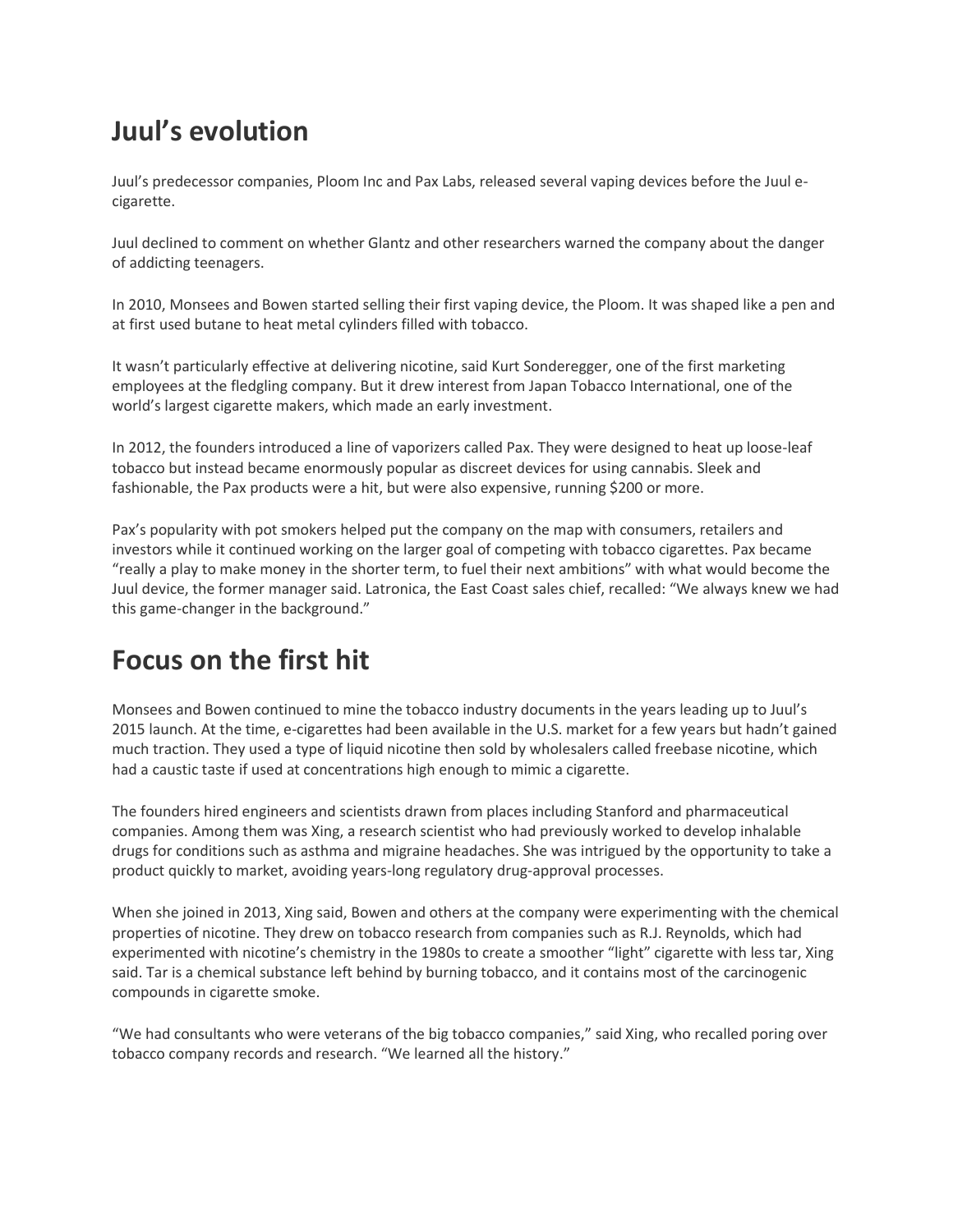## Juul's evolution

Juul's predecessor companies, Ploom Inc and Pax Labs, released several vaping devices before the Juul e-cigarette.

Juul declined to comment on whether Glantz and other researchers warned the company about the danger of addicting teenagers.

In 2010, Monsees and Bowen started selling their first vaping device, the Ploom. It was shaped like a pen and at first used butane to heat metal cylinders filled with tobacco.

It wasn't particularly effective at delivering nicotine, said Kurt Sonderegger, one of the first marketing employees at the fledgling company. But it drew interest from Japan Tobacco International, one of the world's largest cigarette makers, which made an early investment.

In 2012, the founders introduced a line of vaporizers called Pax. They were designed to heat up loose-leaf tobacco but instead became enormously popular as discreet devices for using cannabis. Sleek and fashionable, the Pax products were a hit, but were also expensive, running $200 or more.

Pax's popularity with pot smokers helped put the company on the map with consumers, retailers and investors while it continued working on the larger goal of competing with tobacco cigarettes. Pax became "really a play to make money in the shorter term, to fuel their next ambitions" with what would become the Juul device, the former manager said. Latronica, the East Coast sales chief, recalled: "We always knew we had this game-changer in the background."

## Focus on the first hit

Monsees and Bowen continued to mine the tobacco industry documents in the years leading up to Juul's 2015 launch. At the time, e-cigarettes had been available in the U.S. market for a few years but hadn't gained much traction. They used a type of liquid nicotine then sold by wholesalers called freebase nicotine, which had a caustic taste if used at concentrations high enough to mimic a cigarette.

The founders hired engineers and scientists drawn from places including Stanford and pharmaceutical companies. Among them was Xing, a research scientist who had previously worked to develop inhalable drugs for conditions such as asthma and migraine headaches. She was intrigued by the opportunity to take a product quickly to market, avoiding years-long regulatory drug-approval processes.

When she joined in 2013, Xing said, Bowen and others at the company were experimenting with the chemical properties of nicotine. They drew on tobacco research from companies such as R.J. Reynolds, which had experimented with nicotine's chemistry in the 1980s to create a smoother "light" cigarette with less tar, Xing said. Tar is a chemical substance left behind by burning tobacco, and it contains most of the carcinogenic compounds in cigarette smoke.

"We had consultants who were veterans of the big tobacco companies," said Xing, who recalled poring over tobacco company records and research. "We learned all the history."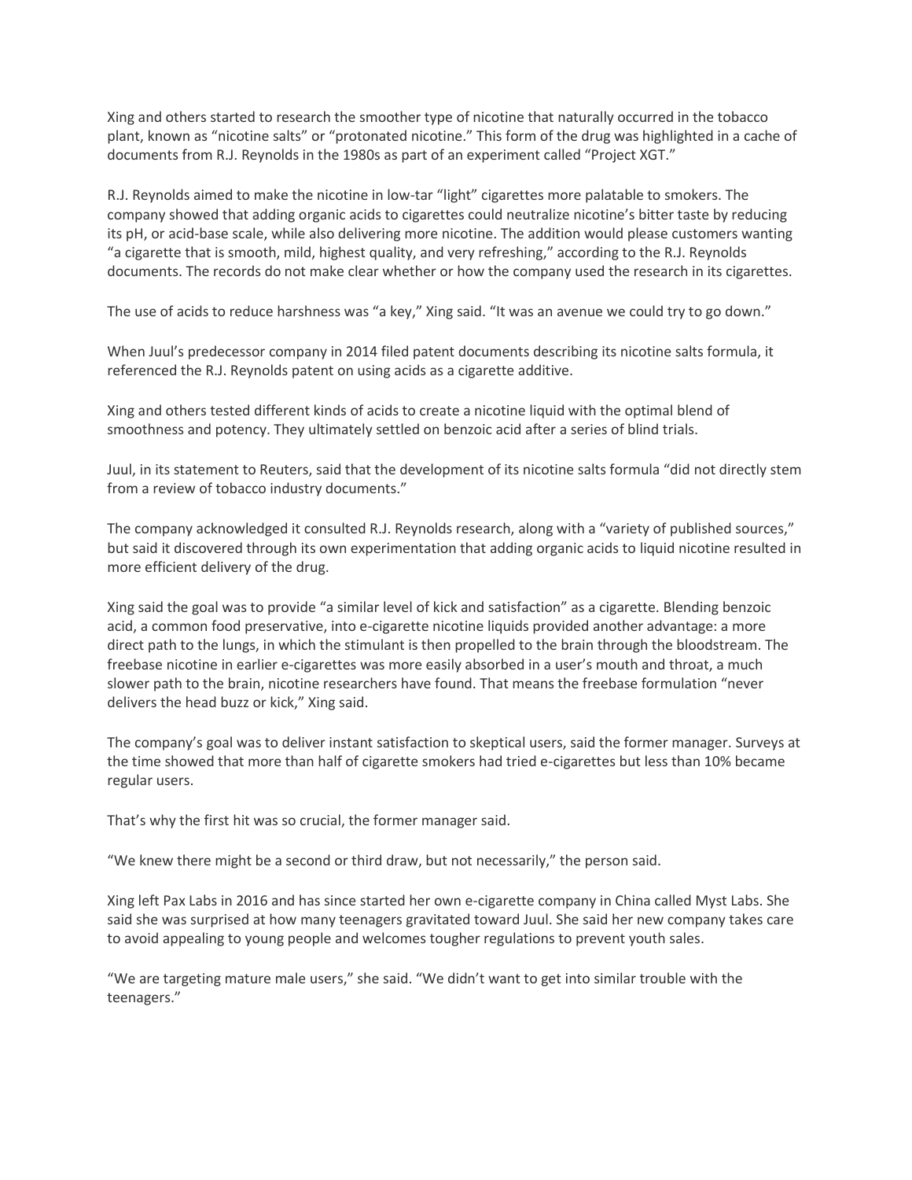Xing and others started to research the smoother type of nicotine that naturally occurred in the tobacco plant, known as "nicotine salts" or "protonated nicotine." This form of the drug was highlighted in a cache of documents from R.J. Reynolds in the 1980s as part of an experiment called "Project XGT."

R.J. Reynolds aimed to make the nicotine in low-tar "light" cigarettes more palatable to smokers. The company showed that adding organic acids to cigarettes could neutralize nicotine's bitter taste by reducing its pH, or acid-base scale, while also delivering more nicotine. The addition would please customers wanting "a cigarette that is smooth, mild, highest quality, and very refreshing," according to the R.J. Reynolds documents. The records do not make clear whether or how the company used the research in its cigarettes.

The use of acids to reduce harshness was "a key," Xing said. "It was an avenue we could try to go down."

When Juul's predecessor company in 2014 filed patent documents describing its nicotine salts formula, it referenced the R.J. Reynolds patent on using acids as a cigarette additive.

Xing and others tested different kinds of acids to create a nicotine liquid with the optimal blend of smoothness and potency. They ultimately settled on benzoic acid after a series of blind trials.

Juul, in its statement to Reuters, said that the development of its nicotine salts formula "did not directly stem from a review of tobacco industry documents."

The company acknowledged it consulted R.J. Reynolds research, along with a "variety of published sources," but said it discovered through its own experimentation that adding organic acids to liquid nicotine resulted in more efficient delivery of the drug.

Xing said the goal was to provide "a similar level of kick and satisfaction" as a cigarette. Blending benzoic acid, a common food preservative, into e-cigarette nicotine liquids provided another advantage: a more direct path to the lungs, in which the stimulant is then propelled to the brain through the bloodstream. The freebase nicotine in earlier e-cigarettes was more easily absorbed in a user's mouth and throat, a much slower path to the brain, nicotine researchers have found. That means the freebase formulation "never delivers the head buzz or kick," Xing said.

The company's goal was to deliver instant satisfaction to skeptical users, said the former manager. Surveys at the time showed that more than half of cigarette smokers had tried e-cigarettes but less than 10% became regular users.

That's why the first hit was so crucial, the former manager said.

"We knew there might be a second or third draw, but not necessarily," the person said.

Xing left Pax Labs in 2016 and has since started her own e-cigarette company in China called Myst Labs. She said she was surprised at how many teenagers gravitated toward Juul. She said her new company takes care to avoid appealing to young people and welcomes tougher regulations to prevent youth sales.

"We are targeting mature male users," she said. "We didn't want to get into similar trouble with the teenagers."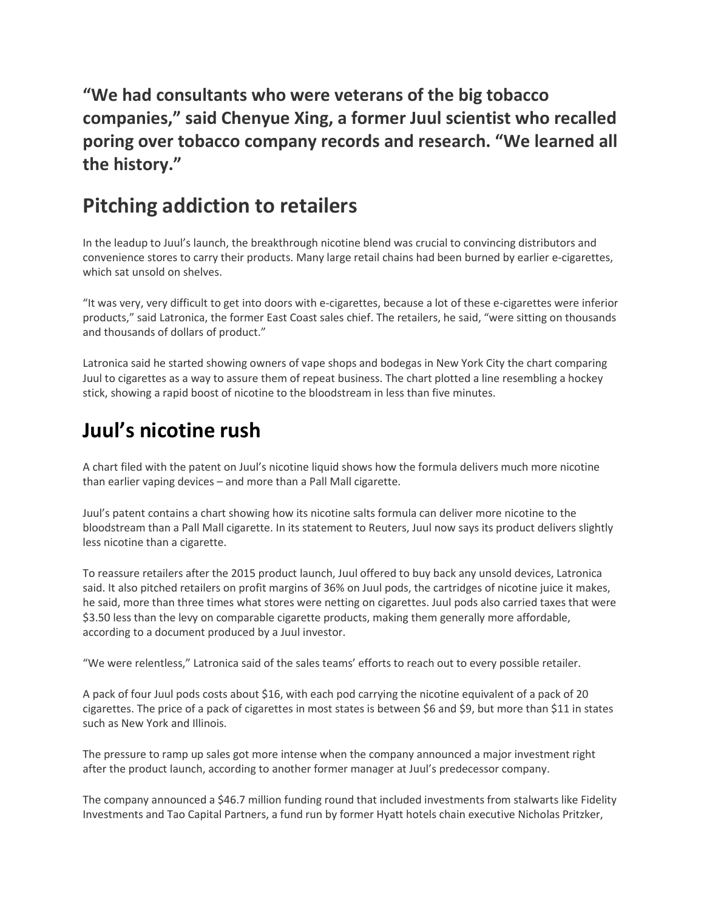**“We had consultants who were veterans of the big tobacco companies,” said Chenyue Xing, a former Juul scientist who recalled poring over tobacco company records and research. “We learned all the history.”**

# Pitching addiction to retailers

In the leadup to Juul’s launch, the breakthrough nicotine blend was crucial to convincing distributors and convenience stores to carry their products. Many large retail chains had been burned by earlier e-cigarettes, which sat unsold on shelves.

“It was very, very difficult to get into doors with e-cigarettes, because a lot of these e-cigarettes were inferior products,” said Latronica, the former East Coast sales chief. The retailers, he said, “were sitting on thousands and thousands of dollars of product.”

Latronica said he started showing owners of vape shops and bodegas in New York City the chart comparing Juul to cigarettes as a way to assure them of repeat business. The chart plotted a line resembling a hockey stick, showing a rapid boost of nicotine to the bloodstream in less than five minutes.

# Juul’s nicotine rush

A chart filed with the patent on Juul’s nicotine liquid shows how the formula delivers much more nicotine than earlier vaping devices – and more than a Pall Mall cigarette.

Juul’s patent contains a chart showing how its nicotine salts formula can deliver more nicotine to the bloodstream than a Pall Mall cigarette. In its statement to Reuters, Juul now says its product delivers slightly less nicotine than a cigarette.

To reassure retailers after the 2015 product launch, Juul offered to buy back any unsold devices, Latronica said. It also pitched retailers on profit margins of 36% on Juul pods, the cartridges of nicotine juice it makes, he said, more than three times what stores were netting on cigarettes. Juul pods also carried taxes that were $3.50 less than the levy on comparable cigarette products, making them generally more affordable, according to a document produced by a Juul investor.

“We were relentless,” Latronica said of the sales teams’ efforts to reach out to every possible retailer.

A pack of four Juul pods costs about $16, with each pod carrying the nicotine equivalent of a pack of 20 cigarettes. The price of a pack of cigarettes in most states is between $6 and $9, but more than $11 in states such as New York and Illinois.

The pressure to ramp up sales got more intense when the company announced a major investment right after the product launch, according to another former manager at Juul’s predecessor company.

The company announced a $46.7 million funding round that included investments from stalwarts like Fidelity Investments and Tao Capital Partners, a fund run by former Hyatt hotels chain executive Nicholas Pritzker,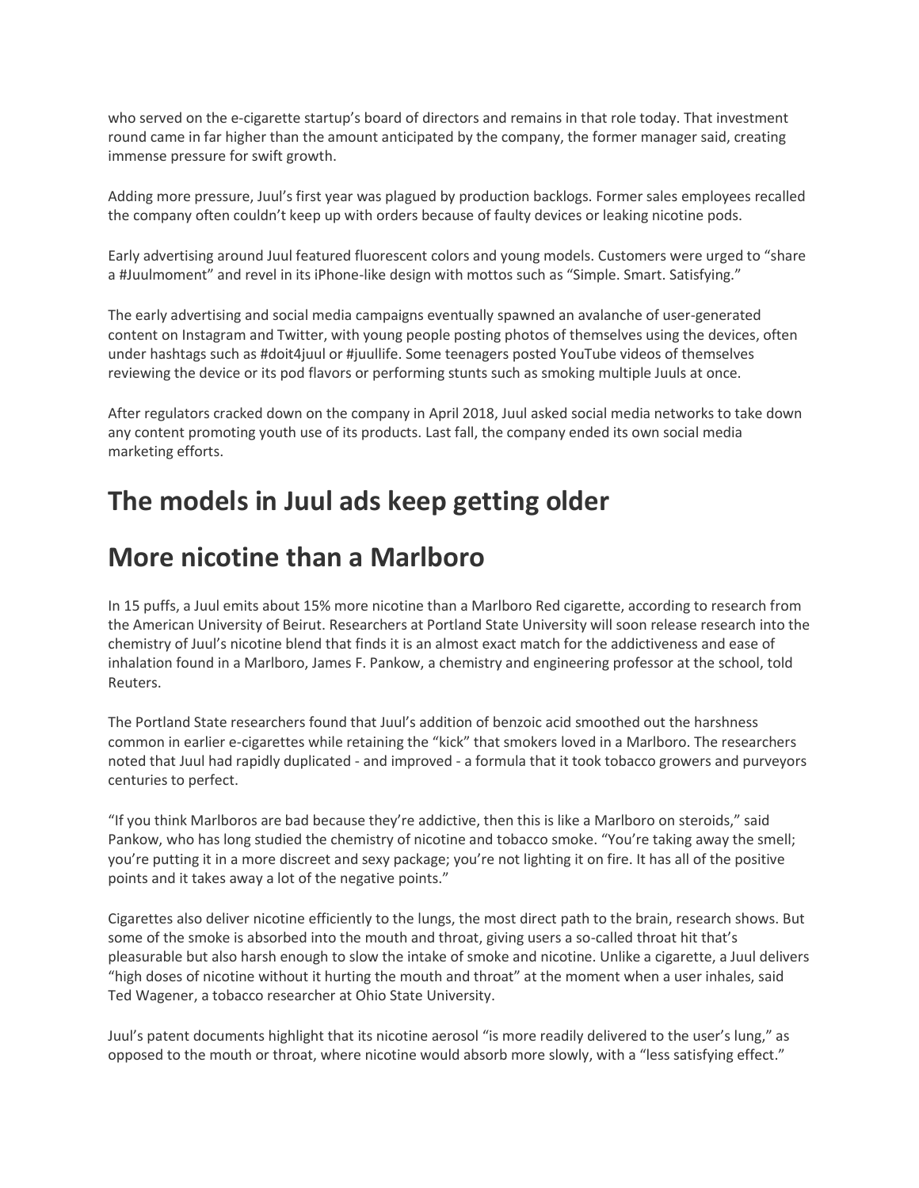who served on the e-cigarette startup's board of directors and remains in that role today. That investment round came in far higher than the amount anticipated by the company, the former manager said, creating immense pressure for swift growth.

Adding more pressure, Juul's first year was plagued by production backlogs. Former sales employees recalled the company often couldn't keep up with orders because of faulty devices or leaking nicotine pods.

Early advertising around Juul featured fluorescent colors and young models. Customers were urged to "share a #Juulmoment" and revel in its iPhone-like design with mottos such as "Simple. Smart. Satisfying."

The early advertising and social media campaigns eventually spawned an avalanche of user-generated content on Instagram and Twitter, with young people posting photos of themselves using the devices, often under hashtags such as #doit4juul or #juullife. Some teenagers posted YouTube videos of themselves reviewing the device or its pod flavors or performing stunts such as smoking multiple Juuls at once.

After regulators cracked down on the company in April 2018, Juul asked social media networks to take down any content promoting youth use of its products. Last fall, the company ended its own social media marketing efforts.

# The models in Juul ads keep getting older

# More nicotine than a Marlboro

In 15 puffs, a Juul emits about 15% more nicotine than a Marlboro Red cigarette, according to research from the American University of Beirut. Researchers at Portland State University will soon release research into the chemistry of Juul's nicotine blend that finds it is an almost exact match for the addictiveness and ease of inhalation found in a Marlboro, James F. Pankow, a chemistry and engineering professor at the school, told Reuters.

The Portland State researchers found that Juul's addition of benzoic acid smoothed out the harshness common in earlier e-cigarettes while retaining the "kick" that smokers loved in a Marlboro. The researchers noted that Juul had rapidly duplicated - and improved - a formula that it took tobacco growers and purveyors centuries to perfect.

"If you think Marlboros are bad because they're addictive, then this is like a Marlboro on steroids," said Pankow, who has long studied the chemistry of nicotine and tobacco smoke. "You're taking away the smell; you're putting it in a more discreet and sexy package; you're not lighting it on fire. It has all of the positive points and it takes away a lot of the negative points."

Cigarettes also deliver nicotine efficiently to the lungs, the most direct path to the brain, research shows. But some of the smoke is absorbed into the mouth and throat, giving users a so-called throat hit that's pleasurable but also harsh enough to slow the intake of smoke and nicotine. Unlike a cigarette, a Juul delivers "high doses of nicotine without it hurting the mouth and throat" at the moment when a user inhales, said Ted Wagener, a tobacco researcher at Ohio State University.

Juul's patent documents highlight that its nicotine aerosol "is more readily delivered to the user's lung," as opposed to the mouth or throat, where nicotine would absorb more slowly, with a "less satisfying effect."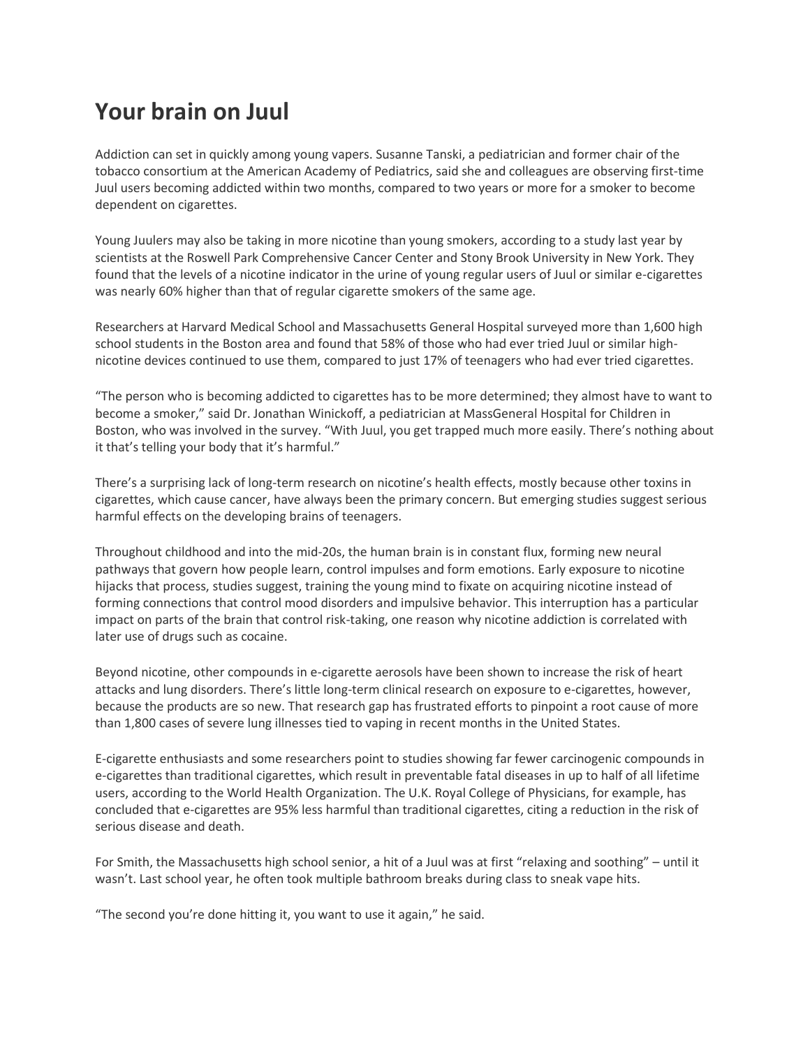# Your brain on Juul

Addiction can set in quickly among young vapers. Susanne Tanski, a pediatrician and former chair of the tobacco consortium at the American Academy of Pediatrics, said she and colleagues are observing first-time Juul users becoming addicted within two months, compared to two years or more for a smoker to become dependent on cigarettes.

Young Juulers may also be taking in more nicotine than young smokers, according to a study last year by scientists at the Roswell Park Comprehensive Cancer Center and Stony Brook University in New York. They found that the levels of a nicotine indicator in the urine of young regular users of Juul or similar e-cigarettes was nearly 60% higher than that of regular cigarette smokers of the same age.

Researchers at Harvard Medical School and Massachusetts General Hospital surveyed more than 1,600 high school students in the Boston area and found that 58% of those who had ever tried Juul or similar high-nicotine devices continued to use them, compared to just 17% of teenagers who had ever tried cigarettes.

"The person who is becoming addicted to cigarettes has to be more determined; they almost have to want to become a smoker," said Dr. Jonathan Winickoff, a pediatrician at MassGeneral Hospital for Children in Boston, who was involved in the survey. "With Juul, you get trapped much more easily. There's nothing about it that's telling your body that it's harmful."

There's a surprising lack of long-term research on nicotine's health effects, mostly because other toxins in cigarettes, which cause cancer, have always been the primary concern. But emerging studies suggest serious harmful effects on the developing brains of teenagers.

Throughout childhood and into the mid-20s, the human brain is in constant flux, forming new neural pathways that govern how people learn, control impulses and form emotions. Early exposure to nicotine hijacks that process, studies suggest, training the young mind to fixate on acquiring nicotine instead of forming connections that control mood disorders and impulsive behavior. This interruption has a particular impact on parts of the brain that control risk-taking, one reason why nicotine addiction is correlated with later use of drugs such as cocaine.

Beyond nicotine, other compounds in e-cigarette aerosols have been shown to increase the risk of heart attacks and lung disorders. There's little long-term clinical research on exposure to e-cigarettes, however, because the products are so new. That research gap has frustrated efforts to pinpoint a root cause of more than 1,800 cases of severe lung illnesses tied to vaping in recent months in the United States.

E-cigarette enthusiasts and some researchers point to studies showing far fewer carcinogenic compounds in e-cigarettes than traditional cigarettes, which result in preventable fatal diseases in up to half of all lifetime users, according to the World Health Organization. The U.K. Royal College of Physicians, for example, has concluded that e-cigarettes are 95% less harmful than traditional cigarettes, citing a reduction in the risk of serious disease and death.

For Smith, the Massachusetts high school senior, a hit of a Juul was at first "relaxing and soothing" – until it wasn't. Last school year, he often took multiple bathroom breaks during class to sneak vape hits.

"The second you're done hitting it, you want to use it again," he said.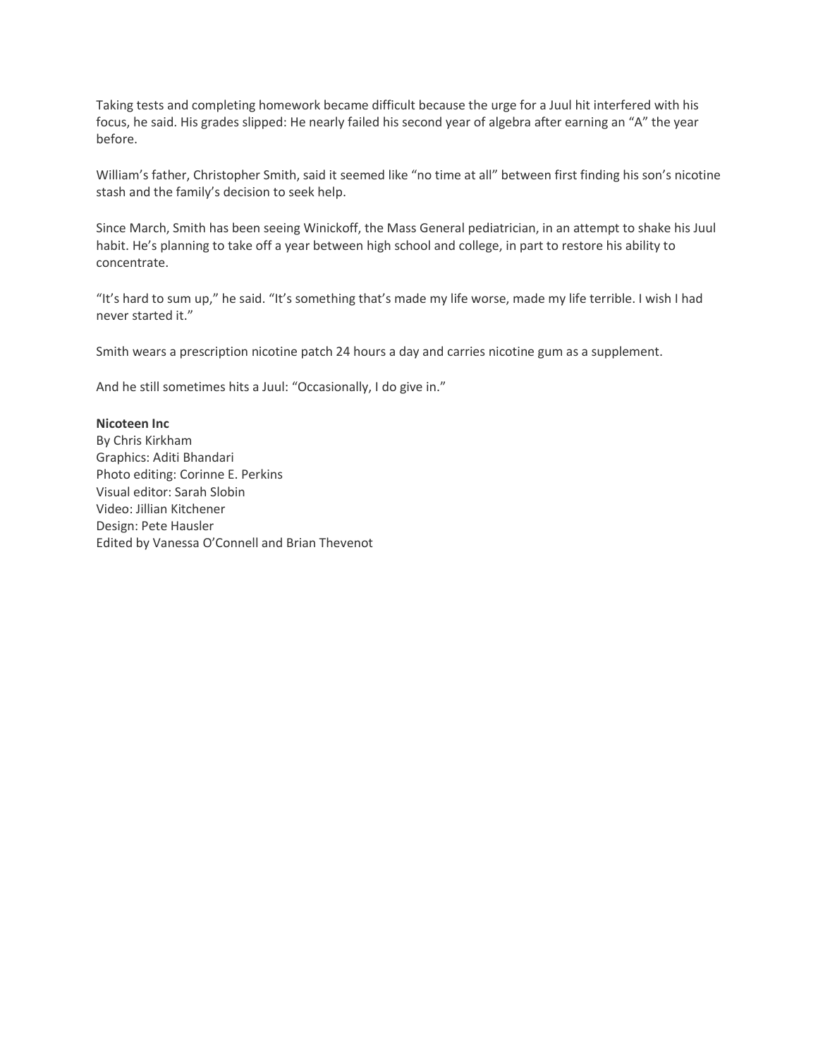Taking tests and completing homework became difficult because the urge for a Juul hit interfered with his focus, he said. His grades slipped: He nearly failed his second year of algebra after earning an "A" the year before.

William's father, Christopher Smith, said it seemed like "no time at all" between first finding his son's nicotine stash and the family's decision to seek help.

Since March, Smith has been seeing Winickoff, the Mass General pediatrician, in an attempt to shake his Juul habit. He's planning to take off a year between high school and college, in part to restore his ability to concentrate.

"It's hard to sum up," he said. "It's something that's made my life worse, made my life terrible. I wish I had never started it."

Smith wears a prescription nicotine patch 24 hours a day and carries nicotine gum as a supplement.

And he still sometimes hits a Juul: "Occasionally, I do give in."

**Nicoteen Inc**
By Chris Kirkham
Graphics: Aditi Bhandari
Photo editing: Corinne E. Perkins
Visual editor: Sarah Slobin
Video: Jillian Kitchener
Design: Pete Hausler
Edited by Vanessa O'Connell and Brian Thevenot